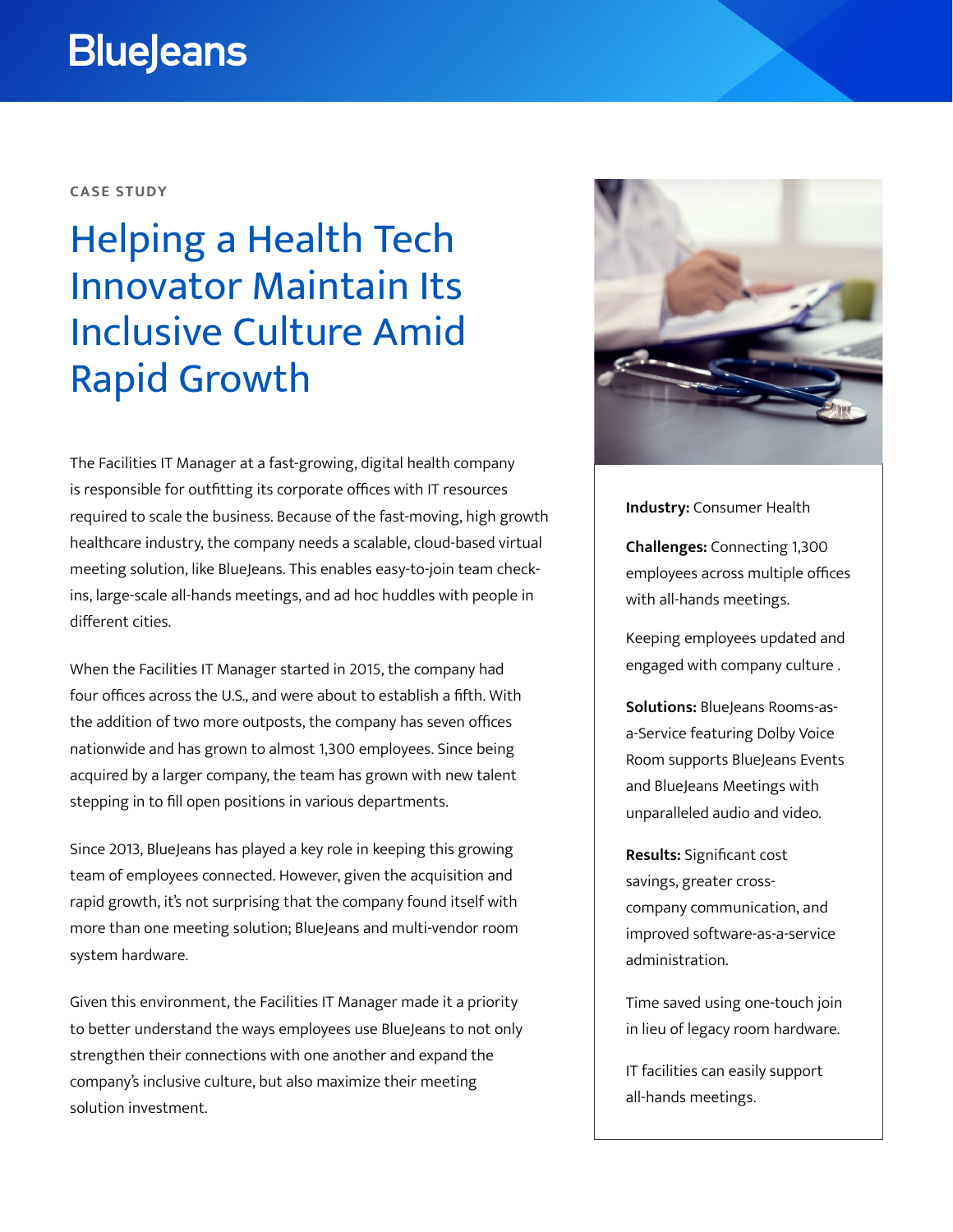BlueJeans

CASE STUDY

# Helping a Health Tech Innovator Maintain Its Inclusive Culture Amid Rapid Growth

The Facilities IT Manager at a fast-growing, digital health company is responsible for outfitting its corporate offices with IT resources required to scale the business. Because of the fast-moving, high growth healthcare industry, the company needs a scalable, cloud-based virtual meeting solution, like BlueJeans. This enables easy-to-join team check-ins, large-scale all-hands meetings, and ad hoc huddles with people in different cities.

When the Facilities IT Manager started in 2015, the company had four offices across the U.S., and were about to establish a fifth. With the addition of two more outposts, the company has seven offices nationwide and has grown to almost 1,300 employees. Since being acquired by a larger company, the team has grown with new talent stepping in to fill open positions in various departments.

Since 2013, BlueJeans has played a key role in keeping this growing team of employees connected. However, given the acquisition and rapid growth, it's not surprising that the company found itself with more than one meeting solution; BlueJeans and multi-vendor room system hardware.

Given this environment, the Facilities IT Manager made it a priority to better understand the ways employees use BlueJeans to not only strengthen their connections with one another and expand the company's inclusive culture, but also maximize their meeting solution investment.

**Industry:** Consumer Health

**Challenges:** Connecting 1,300 employees across multiple offices with all-hands meetings.

Keeping employees updated and engaged with company culture .

**Solutions:** BlueJeans Rooms-as-a-Service featuring Dolby Voice Room supports BlueJeans Events and BlueJeans Meetings with unparalleled audio and video.

**Results:** Significant cost savings, greater cross-company communication, and improved software-as-a-service administration.

Time saved using one-touch join in lieu of legacy room hardware.

IT facilities can easily support all-hands meetings.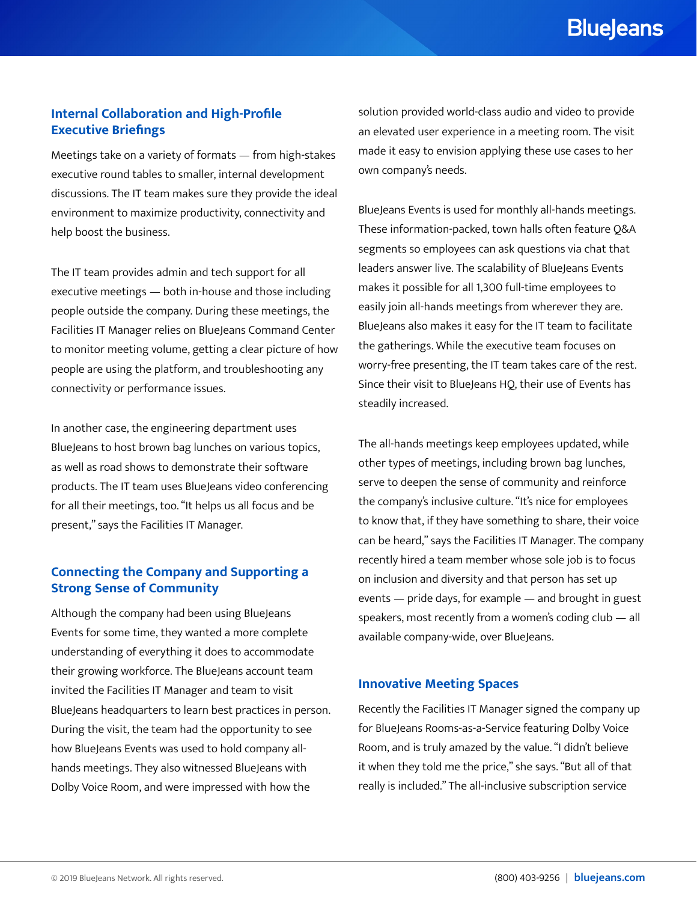## Internal Collaboration and High-Profile Executive Briefings

Meetings take on a variety of formats — from high-stakes executive round tables to smaller, internal development discussions. The IT team makes sure they provide the ideal environment to maximize productivity, connectivity and help boost the business.

The IT team provides admin and tech support for all executive meetings — both in-house and those including people outside the company. During these meetings, the Facilities IT Manager relies on BlueJeans Command Center to monitor meeting volume, getting a clear picture of how people are using the platform, and troubleshooting any connectivity or performance issues.

In another case, the engineering department uses BlueJeans to host brown bag lunches on various topics, as well as road shows to demonstrate their software products. The IT team uses BlueJeans video conferencing for all their meetings, too. "It helps us all focus and be present," says the Facilities IT Manager.

## Connecting the Company and Supporting a Strong Sense of Community

Although the company had been using BlueJeans Events for some time, they wanted a more complete understanding of everything it does to accommodate their growing workforce. The BlueJeans account team invited the Facilities IT Manager and team to visit BlueJeans headquarters to learn best practices in person. During the visit, the team had the opportunity to see how BlueJeans Events was used to hold company all-hands meetings. They also witnessed BlueJeans with Dolby Voice Room, and were impressed with how the solution provided world-class audio and video to provide an elevated user experience in a meeting room. The visit made it easy to envision applying these use cases to her own company's needs.

BlueJeans Events is used for monthly all-hands meetings. These information-packed, town halls often feature Q&A segments so employees can ask questions via chat that leaders answer live. The scalability of BlueJeans Events makes it possible for all 1,300 full-time employees to easily join all-hands meetings from wherever they are. BlueJeans also makes it easy for the IT team to facilitate the gatherings. While the executive team focuses on worry-free presenting, the IT team takes care of the rest. Since their visit to BlueJeans HQ, their use of Events has steadily increased.

The all-hands meetings keep employees updated, while other types of meetings, including brown bag lunches, serve to deepen the sense of community and reinforce the company's inclusive culture. "It's nice for employees to know that, if they have something to share, their voice can be heard," says the Facilities IT Manager. The company recently hired a team member whose sole job is to focus on inclusion and diversity and that person has set up events — pride days, for example — and brought in guest speakers, most recently from a women's coding club — all available company-wide, over BlueJeans.

## Innovative Meeting Spaces

Recently the Facilities IT Manager signed the company up for BlueJeans Rooms-as-a-Service featuring Dolby Voice Room, and is truly amazed by the value. "I didn't believe it when they told me the price," she says. "But all of that really is included." The all-inclusive subscription service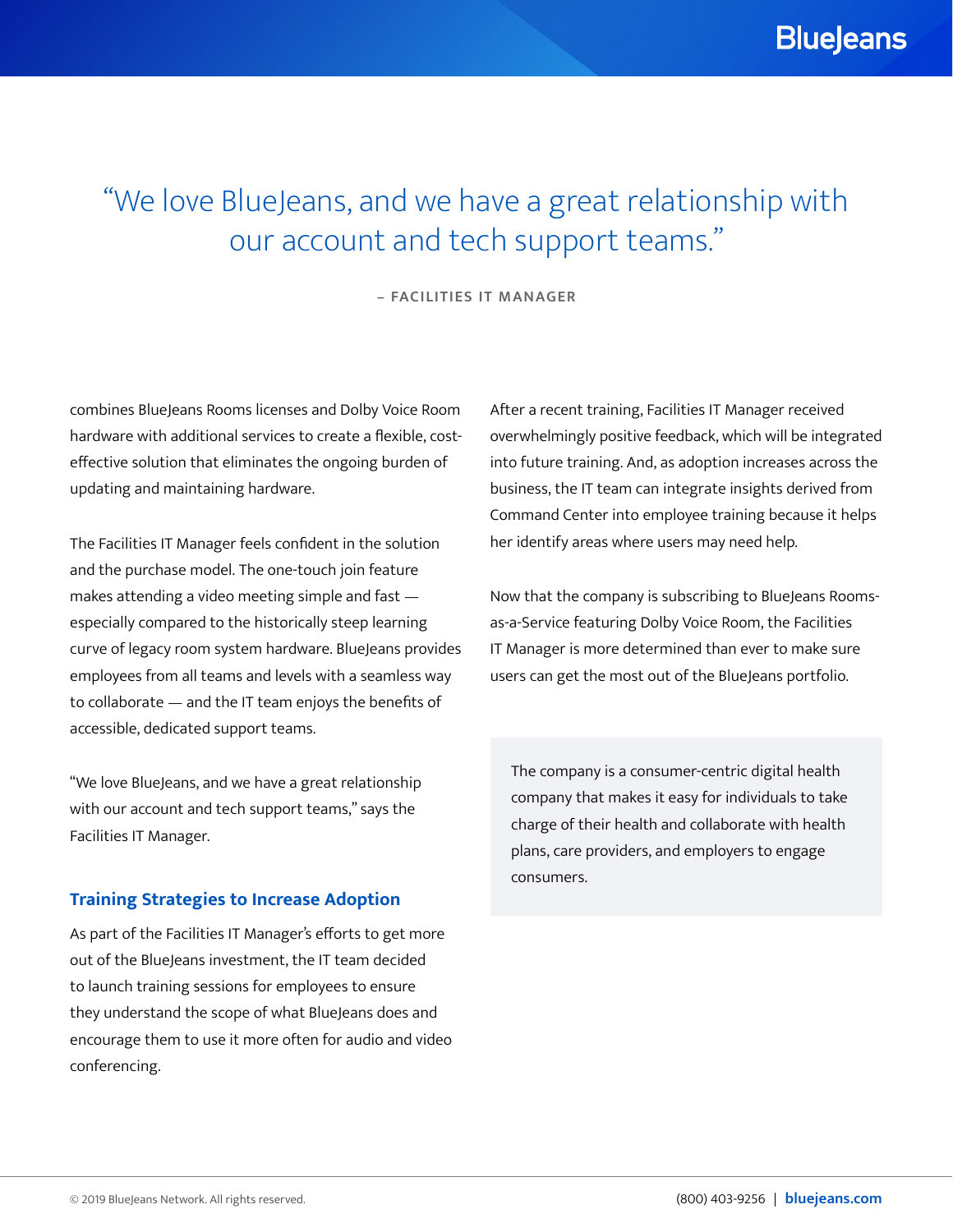> "We love BlueJeans, and we have a great relationship with our account and tech support teams."
>
> – FACILITIES IT MANAGER

combines BlueJeans Rooms licenses and Dolby Voice Room hardware with additional services to create a flexible, cost-effective solution that eliminates the ongoing burden of updating and maintaining hardware.

The Facilities IT Manager feels confident in the solution and the purchase model. The one-touch join feature makes attending a video meeting simple and fast — especially compared to the historically steep learning curve of legacy room system hardware. BlueJeans provides employees from all teams and levels with a seamless way to collaborate — and the IT team enjoys the benefits of accessible, dedicated support teams.

"We love BlueJeans, and we have a great relationship with our account and tech support teams," says the Facilities IT Manager.

## Training Strategies to Increase Adoption

As part of the Facilities IT Manager's efforts to get more out of the BlueJeans investment, the IT team decided to launch training sessions for employees to ensure they understand the scope of what BlueJeans does and encourage them to use it more often for audio and video conferencing.

After a recent training, Facilities IT Manager received overwhelmingly positive feedback, which will be integrated into future training. And, as adoption increases across the business, the IT team can integrate insights derived from Command Center into employee training because it helps her identify areas where users may need help.

Now that the company is subscribing to BlueJeans Rooms-as-a-Service featuring Dolby Voice Room, the Facilities IT Manager is more determined than ever to make sure users can get the most out of the BlueJeans portfolio.

The company is a consumer-centric digital health company that makes it easy for individuals to take charge of their health and collaborate with health plans, care providers, and employers to engage consumers.